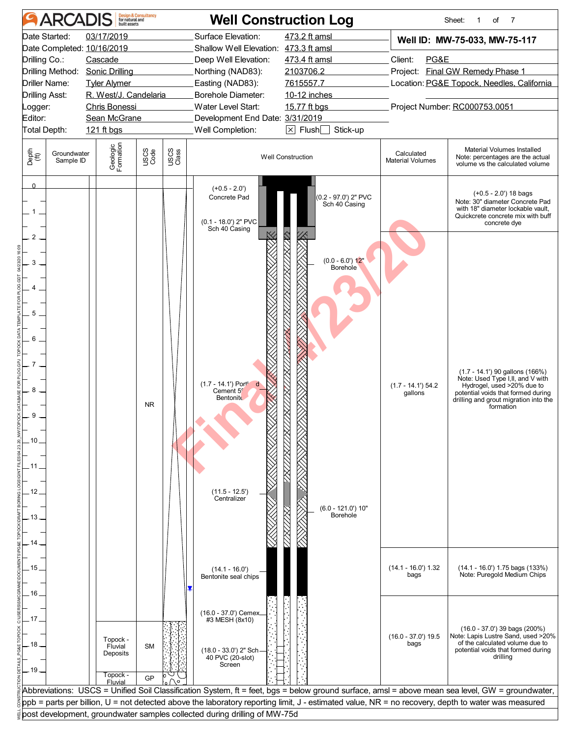# ARCADIS — Well Construction Log

| | | | | | |
|---|---|---|---|---|---|
| Date Started: | 03/17/2019 | Surface Elevation: | 473.2 ft amsl | **Well ID: MW-75-033, MW-75-117** | |
| Date Completed: | 10/16/2019 | Shallow Well Elevation: | 473.3 ft amsl | | |
| Drilling Co.: | Cascade | Deep Well Elevation: | 473.4 ft amsl | Client: | PG&E |
| Drilling Method: | Sonic Drilling | Northing (NAD83): | 2103706.2 | Project: | Final GW Remedy Phase 1 |
| Driller Name: | Tyler Alymer | Easting (NAD83): | 7615557.7 | Location: | PG&E Topock, Needles, California |
| Drilling Asst: | R. West/J. Candelaria | Borehole Diameter: | 10-12 inches | | |
| Logger: | Chris Bonessi | Water Level Start: | 15.77 ft bgs | Project Number: | RC000753.0051 |
| Editor: | Sean McGrane | Development End Date: | 3/31/2019 | | |
| Total Depth: | 121 ft bgs | Well Completion: | ☒ Flush ☐ Stick-up | | |

| Depth (ft) | Groundwater Sample ID | Geologic Formation | USCS Code | USCS Class | Well Construction | Calculated Material Volumes | Material Volumes Installed (Note: percentages are the actual volume vs the calculated volume) |
|---|---|---|---|---|---|---|---|
| 0 – 2 | | | | | (+0.5 - 2.0') Concrete Pad; (0.1 - 18.0') 2" PVC Sch 40 Casing; (0.2 - 97.0') 2" PVC Sch 40 Casing | | (+0.5 - 2.0') 18 bags. Note: 30" diameter Concrete Pad with 18" diameter lockable vault, Quickcrete concrete mix with buff concrete dye |
| 0 – 6 | | | | | (0.0 - 6.0') 12" Borehole | | |
| 1.7 – 14.1 | | | NR | | (1.7 - 14.1') Portland Cement 5% Bentonite | (1.7 - 14.1') 54.2 gallons | (1.7 - 14.1') 90 gallons (166%). Note: Used Type I,II, and V with Hydrogel, used >20% due to potential voids that formed during drilling and grout migration into the formation |
| 11.5 – 12.5 | | | | | (11.5 - 12.5') Centralizer | | |
| 6.0 – 121.0 | | | | | (6.0 - 121.0') 10" Borehole | | |
| 14.1 – 16.0 | | | | | (14.1 - 16.0') Bentonite seal chips | (14.1 - 16.0') 1.32 bags | (14.1 - 16.0') 1.75 bags (133%). Note: Puregold Medium Chips |
| 16.0 – 37.0 | | | | | (16.0 - 37.0') Cemex #3 MESH (8x10) | (16.0 - 37.0') 19.5 bags | (16.0 - 37.0') 39 bags (200%). Note: Lapis Lustre Sand, used >20% of the calculated volume due to potential voids that formed during drilling |
| ~17 – 19 | | Topock - Fluvial Deposits | SM | | (18.0 - 33.0') 2" Sch 40 PVC (20-slot) Screen | | |
| ~19 – 20 | | Topock - Fluvial | GP | | | | |

Water level symbol shown at approximately 15.77 ft bgs.

Abbreviations: USCS = Unified Soil Classification System, ft = feet, bgs = below ground surface, amsl = above mean sea level, GW = groundwater, ppb = parts per billion, U = not detected above the laboratory reporting limit, J - estimated value, NR = no recovery, depth to water was measured post development, groundwater samples collected during drilling of MW-75d

Final 4/23/20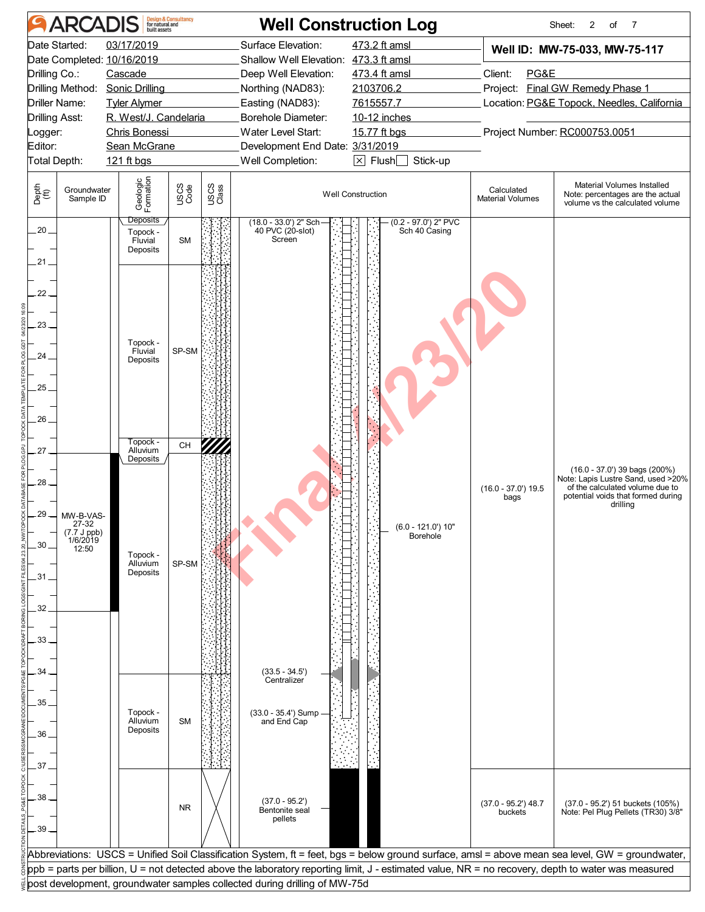# Well Construction Log

ARCADIS — Design & Consultancy for natural and built assets

Sheet: 2 of 7

| | | | |
|---|---|---|---|
| Date Started: | 03/17/2019 | Surface Elevation: | 473.2 ft amsl |
| Date Completed: | 10/16/2019 | Shallow Well Elevation: | 473.3 ft amsl |
| Drilling Co.: | Cascade | Deep Well Elevation: | 473.4 ft amsl |
| Drilling Method: | Sonic Drilling | Northing (NAD83): | 2103706.2 |
| Driller Name: | Tyler Alymer | Easting (NAD83): | 7615557.7 |
| Drilling Asst: | R. West/J. Candelaria | Borehole Diameter: | 10-12 inches |
| Logger: | Chris Bonessi | Water Level Start: | 15.77 ft bgs |
| Editor: | Sean McGrane | Development End Date: | 3/31/2019 |
| Total Depth: | 121 ft bgs | Well Completion: | ☒ Flush ☐ Stick-up |

**Well ID: MW-75-033, MW-75-117**

Client: PG&E
Project: Final GW Remedy Phase 1
Location: PG&E Topock, Needles, California
Project Number: RC000753.0051

| Depth (ft) | Groundwater Sample ID | Geologic Formation | USCS Code | Well Construction | Calculated Material Volumes | Material Volumes Installed (Note: percentages are the actual volume vs the calculated volume) |
|---|---|---|---|---|---|---|
| 20–21 | | Topock - Fluvial Deposits | SM | (18.0 - 33.0') 2" Sch 40 PVC (20-slot) Screen; (0.2 - 97.0') 2" PVC Sch 40 Casing | | |
| 21–26.6 | | Topock - Fluvial Deposits | SP-SM | | | |
| 26.6–27 | | Topock - Alluvium Deposits | CH | | | |
| 27–34 | MW-B-VAS-27-32 (7.7 J ppb) 1/6/2019 12:50 | Topock - Alluvium Deposits | SP-SM | (6.0 - 121.0') 10" Borehole | (16.0 - 37.0') 19.5 bags | (16.0 - 37.0') 39 bags (200%) Note: Lapis Lustre Sand, used >20% of the calculated volume due to potential voids that formed during drilling |
| 34–37 | | Topock - Alluvium Deposits | SM | (33.5 - 34.5') Centralizer; (33.0 - 35.4') Sump and End Cap | | |
| 37–39+ | | | NR | (37.0 - 95.2') Bentonite seal pellets | (37.0 - 95.2') 48.7 buckets | (37.0 - 95.2') 51 buckets (105%) Note: Pel Plug Pellets (TR30) 3/8" |

Abbreviations: USCS = Unified Soil Classification System, ft = feet, bgs = below ground surface, amsl = above mean sea level, GW = groundwater, ppb = parts per billion, U = not detected above the laboratory reporting limit, J - estimated value, NR = no recovery, depth to water was measured post development, groundwater samples collected during drilling of MW-75d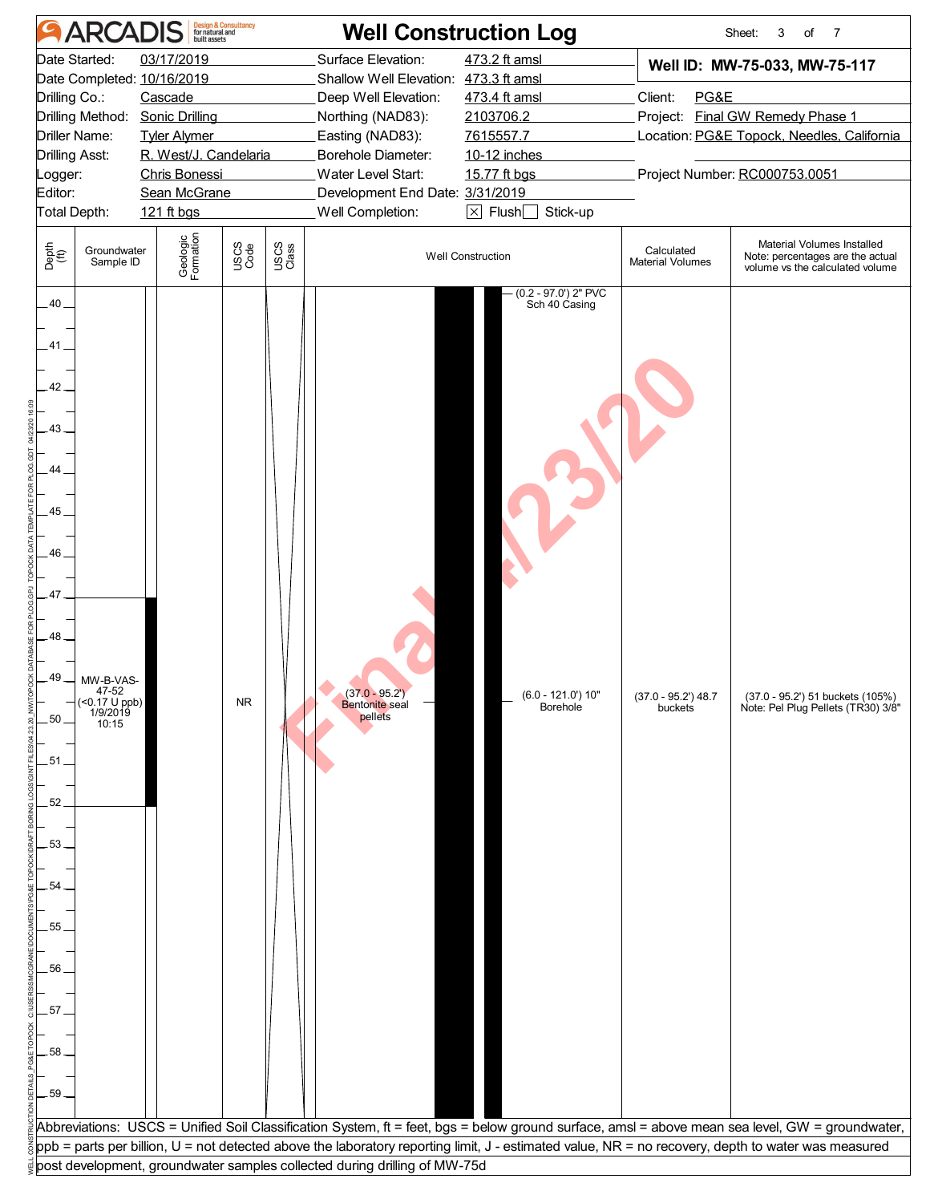# Well Construction Log

ARCADIS Design & Consultancy for natural and built assets

Sheet: 3 of 7

| | | | | | |
|---|---|---|---|---|---|
| Date Started: | 03/17/2019 | Surface Elevation: | 473.2 ft amsl | **Well ID: MW-75-033, MW-75-117** | |
| Date Completed: | 10/16/2019 | Shallow Well Elevation: | 473.3 ft amsl | | |
| Drilling Co.: | Cascade | Deep Well Elevation: | 473.4 ft amsl | Client: | PG&E |
| Drilling Method: | Sonic Drilling | Northing (NAD83): | 2103706.2 | Project: | Final GW Remedy Phase 1 |
| Driller Name: | Tyler Alymer | Easting (NAD83): | 7615557.7 | Location: | PG&E Topock, Needles, California |
| Drilling Asst: | R. West/J. Candelaria | Borehole Diameter: | 10-12 inches | | |
| Logger: | Chris Bonessi | Water Level Start: | 15.77 ft bgs | Project Number: | RC000753.0051 |
| Editor: | Sean McGrane | Development End Date: | 3/31/2019 | | |
| Total Depth: | 121 ft bgs | Well Completion: | ☒ Flush ☐ Stick-up | | |

| Depth (ft) | Groundwater Sample ID | Geologic Formation | USCS Code | USCS Class | Well Construction | Calculated Material Volumes | Material Volumes Installed Note: percentages are the actual volume vs the calculated volume |
|---|---|---|---|---|---|---|---|
| 40 | | | | | (0.2 - 97.0') 2" PVC Sch 40 Casing | | |
| 41–48 | | | | | | | |
| 49–50 | MW-B-VAS-47-52 (<0.17 U ppb) 1/9/2019 10:15 | | NR | | (37.0 - 95.2') Bentonite seal pellets; (6.0 - 121.0') 10" Borehole | (37.0 - 95.2') 48.7 buckets | (37.0 - 95.2') 51 buckets (105%) Note: Pel Plug Pellets (TR30) 3/8" |
| 51–59 | | | | | | | |

Final 4/23/20

Abbreviations: USCS = Unified Soil Classification System, ft = feet, bgs = below ground surface, amsl = above mean sea level, GW = groundwater, ppb = parts per billion, U = not detected above the laboratory reporting limit, J - estimated value, NR = no recovery, depth to water was measured post development, groundwater samples collected during drilling of MW-75d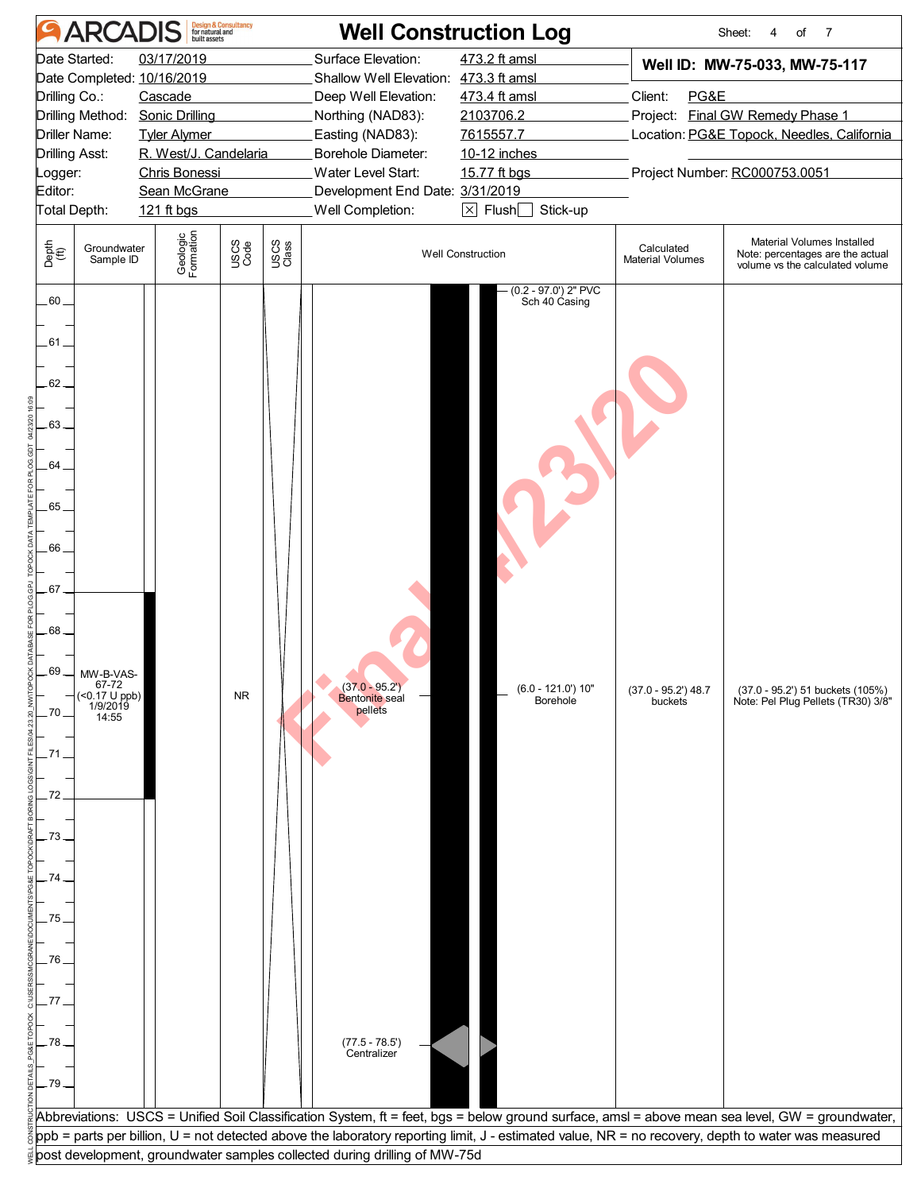# Well Construction Log

ARCADIS Design & Consultancy for natural and built assets

| | | | | | |
|---|---|---|---|---|---|
| Date Started: | 03/17/2019 | Surface Elevation: | 473.2 ft amsl | **Well ID: MW-75-033, MW-75-117** | |
| Date Completed: | 10/16/2019 | Shallow Well Elevation: | 473.3 ft amsl | | |
| Drilling Co.: | Cascade | Deep Well Elevation: | 473.4 ft amsl | Client: | PG&E |
| Drilling Method: | Sonic Drilling | Northing (NAD83): | 2103706.2 | Project: | Final GW Remedy Phase 1 |
| Driller Name: | Tyler Alymer | Easting (NAD83): | 7615557.7 | Location: | PG&E Topock, Needles, California |
| Drilling Asst: | R. West/J. Candelaria | Borehole Diameter: | 10-12 inches | | |
| Logger: | Chris Bonessi | Water Level Start: | 15.77 ft bgs | Project Number: | RC000753.0051 |
| Editor: | Sean McGrane | Development End Date: | 3/31/2019 | | |
| Total Depth: | 121 ft bgs | Well Completion: | ☒ Flush ☐ Stick-up | | |

| Depth (ft) | Groundwater Sample ID | Geologic Formation | USCS Code | USCS Class | Well Construction | Calculated Material Volumes | Material Volumes Installed (Note: percentages are the actual volume vs the calculated volume) |
|---|---|---|---|---|---|---|---|
| 60–79 | | | | | (0.2 - 97.0') 2" PVC Sch 40 Casing | | |
| 67–72 | MW-B-VAS-67-72 (<0.17 U ppb) 1/9/2019 14:55 | | NR | | (37.0 - 95.2') Bentonite seal pellets; (6.0 - 121.0') 10" Borehole | (37.0 - 95.2') 48.7 buckets | (37.0 - 95.2') 51 buckets (105%) Note: Pel Plug Pellets (TR30) 3/8" |
| 78 | | | | | (77.5 - 78.5') Centralizer | | |

Abbreviations: USCS = Unified Soil Classification System, ft = feet, bgs = below ground surface, amsl = above mean sea level, GW = groundwater, ppb = parts per billion, U = not detected above the laboratory reporting limit, J - estimated value, NR = no recovery, depth to water was measured post development, groundwater samples collected during drilling of MW-75d

Final 4/23/20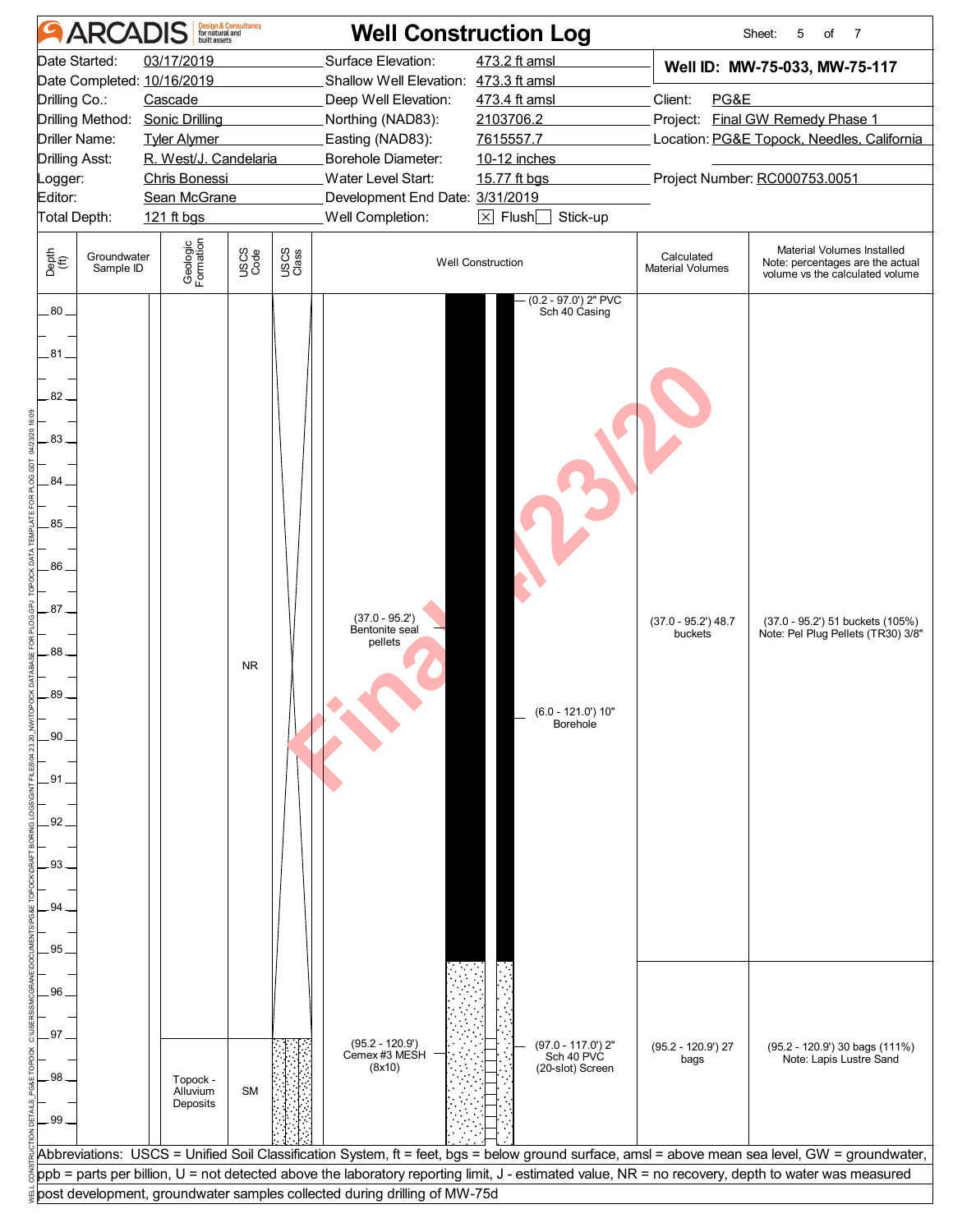# Well Construction Log

**ARCADIS** Design & Consultancy for natural and built assets

Sheet: 5 of 7

| | | | |
|---|---|---|---|
| Date Started: | 03/17/2019 | Surface Elevation: | 473.2 ft amsl |
| Date Completed: | 10/16/2019 | Shallow Well Elevation: | 473.3 ft amsl |
| Drilling Co.: | Cascade | Deep Well Elevation: | 473.4 ft amsl |
| Drilling Method: | Sonic Drilling | Northing (NAD83): | 2103706.2 |
| Driller Name: | Tyler Alymer | Easting (NAD83): | 7615557.7 |
| Drilling Asst: | R. West/J. Candelaria | Borehole Diameter: | 10-12 inches |
| Logger: | Chris Bonessi | Water Level Start: | 15.77 ft bgs |
| Editor: | Sean McGrane | Development End Date: | 3/31/2019 |
| Total Depth: | 121 ft bgs | Well Completion: | ☒ Flush ☐ Stick-up |

**Well ID: MW-75-033, MW-75-117**

Client: PG&E
Project: Final GW Remedy Phase 1
Location: PG&E Topock, Needles, California
Project Number: RC000753.0051

| Depth (ft) | Groundwater Sample ID | Geologic Formation | USCS Code | USCS Class | Well Construction | Calculated Material Volumes | Material Volumes Installed (Note: percentages are the actual volume vs the calculated volume) |
|---|---|---|---|---|---|---|---|
| 80–97 | | | NR | | (0.2 - 97.0') 2" PVC Sch 40 Casing; (37.0 - 95.2') Bentonite seal pellets; (6.0 - 121.0') 10" Borehole | (37.0 - 95.2') 48.7 buckets | (37.0 - 95.2') 51 buckets (105%) Note: Pel Plug Pellets (TR30) 3/8" |
| 97–99 | | Topock - Alluvium Deposits | SM | | (95.2 - 120.9') Cemex #3 MESH (8x10); (97.0 - 117.0') 2" Sch 40 PVC (20-slot) Screen | (95.2 - 120.9') 27 bags | (95.2 - 120.9') 30 bags (111%) Note: Lapis Lustre Sand |

Abbreviations: USCS = Unified Soil Classification System, ft = feet, bgs = below ground surface, amsl = above mean sea level, GW = groundwater, ppb = parts per billion, U = not detected above the laboratory reporting limit, J - estimated value, NR = no recovery, depth to water was measured post development, groundwater samples collected during drilling of MW-75d

Final 4/23/20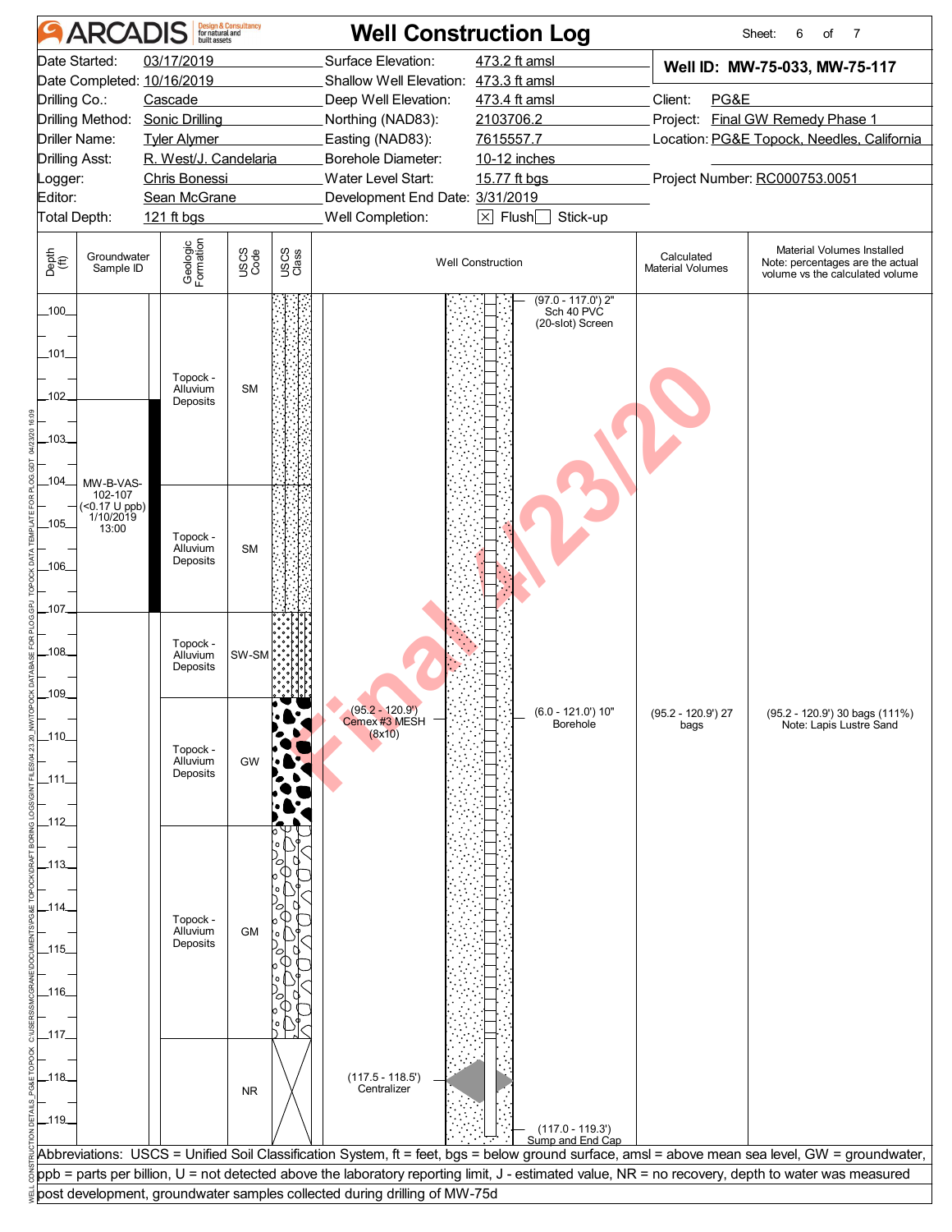# ARCADIS — Well Construction Log

Sheet: 6 of 7

| | | | |
|---|---|---|---|
| Date Started: | 03/17/2019 | Surface Elevation: | 473.2 ft amsl |
| Date Completed: | 10/16/2019 | Shallow Well Elevation: | 473.3 ft amsl |
| Drilling Co.: | Cascade | Deep Well Elevation: | 473.4 ft amsl |
| Drilling Method: | Sonic Drilling | Northing (NAD83): | 2103706.2 |
| Driller Name: | Tyler Alymer | Easting (NAD83): | 7615557.7 |
| Drilling Asst: | R. West/J. Candelaria | Borehole Diameter: | 10-12 inches |
| Logger: | Chris Bonessi | Water Level Start: | 15.77 ft bgs |
| Editor: | Sean McGrane | Development End Date: | 3/31/2019 |
| Total Depth: | 121 ft bgs | Well Completion: | [X] Flush [ ] Stick-up |

**Well ID: MW-75-033, MW-75-117**

Client: PG&E
Project: Final GW Remedy Phase 1
Location: PG&E Topock, Needles, California
Project Number: RC000753.0051

| Depth (ft) | Groundwater Sample ID | Geologic Formation | USCS Code | Well Construction | Calculated Material Volumes | Material Volumes Installed (Note: percentages are the actual volume vs the calculated volume) |
|---|---|---|---|---|---|---|
| 100–104 | | Topock - Alluvium Deposits | SM | (97.0 - 117.0') 2" Sch 40 PVC (20-slot) Screen | | |
| 102–107 | MW-B-VAS-102-107 (<0.17 U ppb) 1/10/2019 13:00 | | | | | |
| 104–107 | | Topock - Alluvium Deposits | SM | | | |
| 107–109 | | Topock - Alluvium Deposits | SW-SM | | | |
| 109–112 | | Topock - Alluvium Deposits | GW | (95.2 - 120.9') Cemex #3 MESH (8x10); (6.0 - 121.0') 10" Borehole | (95.2 - 120.9') 27 bags | (95.2 - 120.9') 30 bags (111%) Note: Lapis Lustre Sand |
| 112–117 | | Topock - Alluvium Deposits | GM | | | |
| 117–120 | | | NR | (117.5 - 118.5') Centralizer; (117.0 - 119.3') Sump and End Cap | | |

Final 4/23/20

Abbreviations: USCS = Unified Soil Classification System, ft = feet, bgs = below ground surface, amsl = above mean sea level, GW = groundwater, ppb = parts per billion, U = not detected above the laboratory reporting limit, J - estimated value, NR = no recovery, depth to water was measured post development, groundwater samples collected during drilling of MW-75d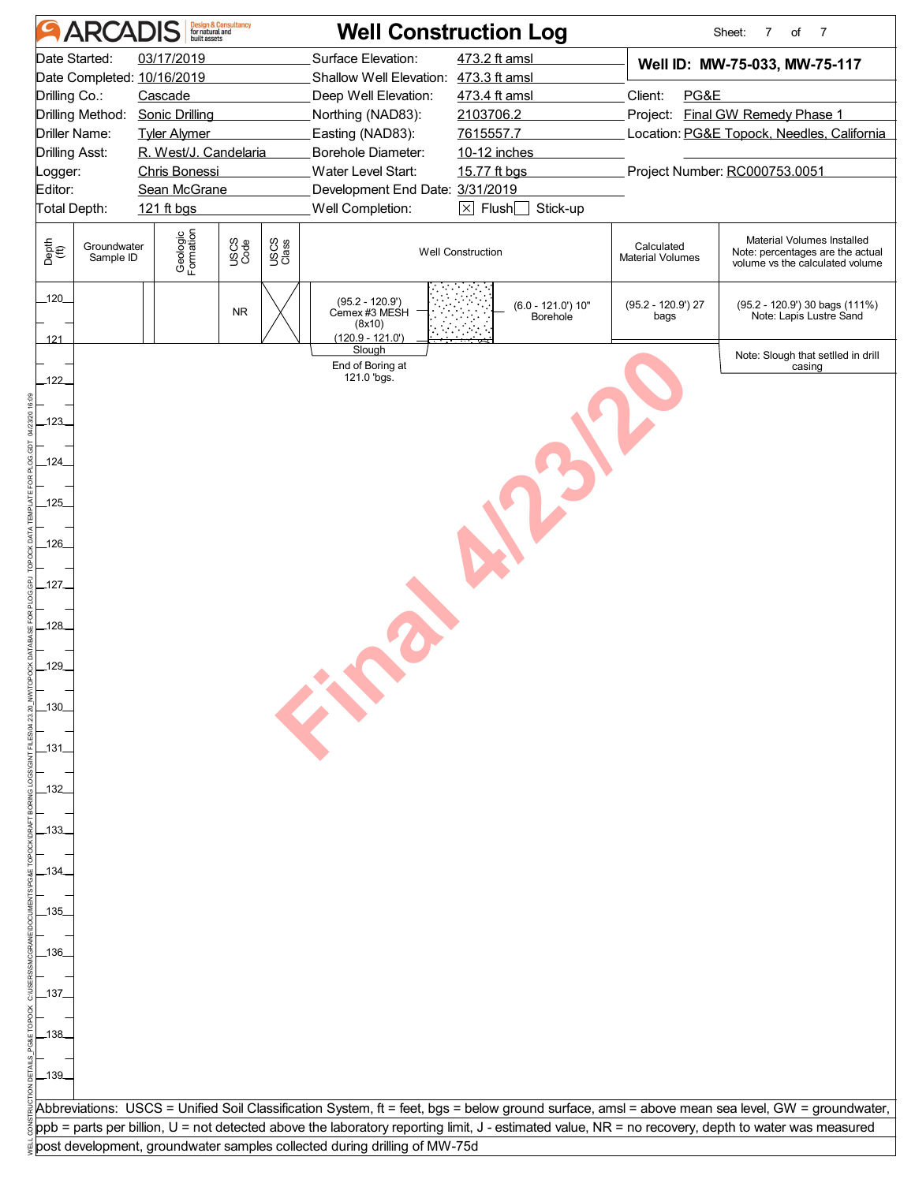# ARCADIS Well Construction Log

Sheet: 7 of 7

| | | | |
|---|---|---|---|
| Date Started: | 03/17/2019 | Surface Elevation: | 473.2 ft amsl |
| Date Completed: | 10/16/2019 | Shallow Well Elevation: | 473.3 ft amsl |
| Drilling Co.: | Cascade | Deep Well Elevation: | 473.4 ft amsl |
| Drilling Method: | Sonic Drilling | Northing (NAD83): | 2103706.2 |
| Driller Name: | Tyler Alymer | Easting (NAD83): | 7615557.7 |
| Drilling Asst: | R. West/J. Candelaria | Borehole Diameter: | 10-12 inches |
| Logger: | Chris Bonessi | Water Level Start: | 15.77 ft bgs |
| Editor: | Sean McGrane | Development End Date: | 3/31/2019 |
| Total Depth: | 121 ft bgs | Well Completion: | [X] Flush [ ] Stick-up |

**Well ID: MW-75-033, MW-75-117**

Client: PG&E
Project: Final GW Remedy Phase 1
Location: PG&E Topock, Needles, California
Project Number: RC000753.0051

| Depth (ft) | Groundwater Sample ID | Geologic Formation | USCS Code | USCS Class | Well Construction | Calculated Material Volumes | Material Volumes Installed (Note: percentages are the actual volume vs the calculated volume) |
|---|---|---|---|---|---|---|---|
| 120–121 | | | NR | | (95.2 - 120.9') Cemex #3 MESH (8x10); (120.9 - 121.0') Slough; (6.0 - 121.0') 10" Borehole | (95.2 - 120.9') 27 bags | (95.2 - 120.9') 30 bags (111%) Note: Lapis Lustre Sand |
| | | | | | End of Boring at 121.0 'bgs. | | Note: Slough that setlled in drill casing |

Final 4/23/20

Abbreviations: USCS = Unified Soil Classification System, ft = feet, bgs = below ground surface, amsl = above mean sea level, GW = groundwater, ppb = parts per billion, U = not detected above the laboratory reporting limit, J - estimated value, NR = no recovery, depth to water was measured post development, groundwater samples collected during drilling of MW-75d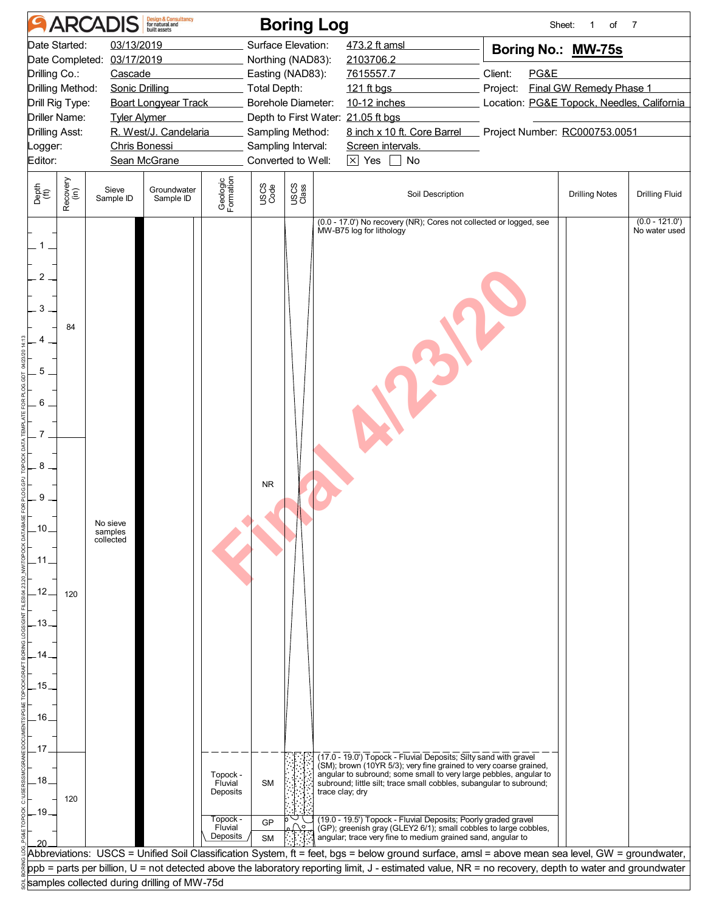# ARCADIS — Boring Log

Sheet: 1 of 7

| | | | | | |
|---|---|---|---|---|---|
| Date Started: | 03/13/2019 | Surface Elevation: | 473.2 ft amsl | **Boring No.:** | **MW-75s** |
| Date Completed: | 03/17/2019 | Northing (NAD83): | 2103706.2 | | |
| Drilling Co.: | Cascade | Easting (NAD83): | 7615557.7 | Client: | PG&E |
| Drilling Method: | Sonic Drilling | Total Depth: | 121 ft bgs | Project: | Final GW Remedy Phase 1 |
| Drill Rig Type: | Boart Longyear Track | Borehole Diameter: | 10-12 inches | Location: | PG&E Topock, Needles, California |
| Driller Name: | Tyler Alymer | Depth to First Water: | 21.05 ft bgs | | |
| Drilling Asst: | R. West/J. Candelaria | Sampling Method: | 8 inch x 10 ft. Core Barrel | Project Number: | RC000753.0051 |
| Logger: | Chris Bonessi | Sampling Interval: | Screen intervals. | | |
| Editor: | Sean McGrane | Converted to Well: | ☒ Yes ☐ No | | |

| Depth (ft) | Recovery (in) | Sieve Sample ID | Groundwater Sample ID | Geologic Formation | USCS Code | USCS Class | Soil Description | Drilling Notes | Drilling Fluid |
|---|---|---|---|---|---|---|---|---|---|
| 0–7 | 84 | No sieve samples collected | | | NR | | (0.0 - 17.0') No recovery (NR); Cores not collected or logged, see MW-B75 log for lithology | | (0.0 - 121.0') No water used |
| 7–17 | 120 | | | | | | | | |
| 17–19 | 120 | | | Topock - Fluvial Deposits | SM | | (17.0 - 19.0') Topock - Fluvial Deposits; Silty sand with gravel (SM); brown (10YR 5/3); very fine grained to very coarse grained, angular to subround; some small to very large pebbles, angular to subround; little silt; trace small cobbles, subangular to subround; trace clay; dry | | |
| 19–19.5 | | | | Topock - Fluvial Deposits | GP | | (19.0 - 19.5') Topock - Fluvial Deposits; Poorly graded gravel (GP); greenish gray (GLEY2 6/1); small cobbles to large cobbles, angular; trace very fine to medium grained sand, angular to | | |
| 19.5–20 | | | | | SM | | | | |

Final 4/23/20

Abbreviations: USCS = Unified Soil Classification System, ft = feet, bgs = below ground surface, amsl = above mean sea level, GW = groundwater, ppb = parts per billion, U = not detected above the laboratory reporting limit, J - estimated value, NR = no recovery, depth to water and groundwater samples collected during drilling of MW-75d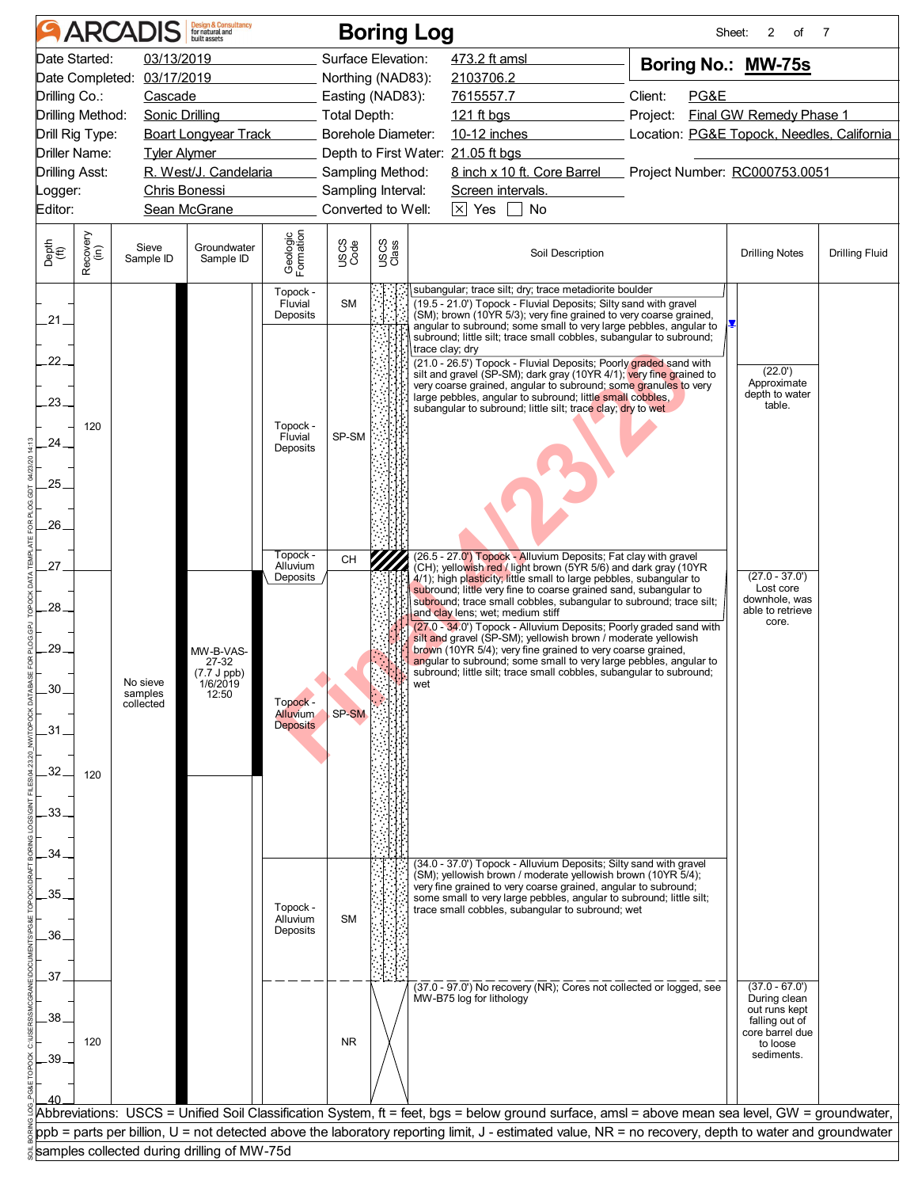# ARCADIS Boring Log

Sheet: 2 of 7

| | | | |
|---|---|---|---|
| Date Started: | 03/13/2019 | Surface Elevation: | 473.2 ft amsl |
| Date Completed: | 03/17/2019 | Northing (NAD83): | 2103706.2 |
| Drilling Co.: | Cascade | Easting (NAD83): | 7615557.7 |
| Drilling Method: | Sonic Drilling | Total Depth: | 121 ft bgs |
| Drill Rig Type: | Boart Longyear Track | Borehole Diameter: | 10-12 inches |
| Driller Name: | Tyler Alymer | Depth to First Water: | 21.05 ft bgs |
| Drilling Asst: | R. West/J. Candelaria | Sampling Method: | 8 inch x 10 ft. Core Barrel |
| Logger: | Chris Bonessi | Sampling Interval: | Screen intervals. |
| Editor: | Sean McGrane | Converted to Well: | [X] Yes [ ] No |

**Boring No.: MW-75s**

Client: PG&E
Project: Final GW Remedy Phase 1
Location: PG&E Topock, Needles, California
Project Number: RC000753.0051

| Depth (ft) | Recovery (in) | Sieve Sample ID | Groundwater Sample ID | Geologic Formation | USCS Code | Soil Description | Drilling Notes | Drilling Fluid |
|---|---|---|---|---|---|---|---|---|
| 20-21 | 120 | No sieve samples collected | | Topock - Fluvial Deposits | SM | subangular; trace silt; dry; trace metadiorite boulder (19.5 - 21.0') Topock - Fluvial Deposits; Silty sand with gravel (SM); brown (10YR 5/3); very fine grained to very coarse grained, angular to subround; some small to very large pebbles, angular to subround; little silt; trace small cobbles, subangular to subround; trace clay; dry | | |
| 21-26.5 | | | | Topock - Fluvial Deposits | SP-SM | (21.0 - 26.5') Topock - Fluvial Deposits; Poorly graded sand with silt and gravel (SP-SM); dark gray (10YR 4/1); very fine grained to very coarse grained, angular to subround; some granules to very large pebbles, angular to subround; little small cobbles, subangular to subround; little silt; trace clay; dry to wet | (22.0') Approximate depth to water table. | |
| 26.5-27 | | | | Topock - Alluvium Deposits | CH | (26.5 - 27.0') Topock - Alluvium Deposits; Fat clay with gravel (CH); yellowish red / light brown (5YR 5/6) and dark gray (10YR 4/1); high plasticity; little small to large pebbles, subangular to subround; little very fine to coarse grained sand, subangular to subround; trace small cobbles, subangular to subround; trace silt; and clay lens; wet; medium stiff | | |
| 27-34 | 120 | | MW-B-VAS-27-32 (7.7 J ppb) 1/6/2019 12:50 | Topock - Alluvium Deposits | SP-SM | (27.0 - 34.0') Topock - Alluvium Deposits; Poorly graded sand with silt and gravel (SP-SM); yellowish brown / moderate yellowish brown (10YR 5/4); very fine grained to very coarse grained, angular to subround; some small to very large pebbles, angular to subround; little silt; trace small cobbles, subangular to subround; wet | (27.0 - 37.0') Lost core downhole, was able to retrieve core. | |
| 34-37 | | | | Topock - Alluvium Deposits | SM | (34.0 - 37.0') Topock - Alluvium Deposits; Silty sand with gravel (SM); yellowish brown / moderate yellowish brown (10YR 5/4); very fine grained to very coarse grained, angular to subround; some small to very large pebbles, angular to subround; little silt; trace small cobbles, subangular to subround; wet | | |
| 37-40 | 120 | | | | NR | (37.0 - 97.0') No recovery (NR); Cores not collected or logged, see MW-B75 log for lithology | (37.0 - 67.0') During clean out runs kept falling out of core barrel due to loose sediments. | |

Abbreviations: USCS = Unified Soil Classification System, ft = feet, bgs = below ground surface, amsl = above mean sea level, GW = groundwater, ppb = parts per billion, U = not detected above the laboratory reporting limit, J - estimated value, NR = no recovery, depth to water and groundwater samples collected during drilling of MW-75d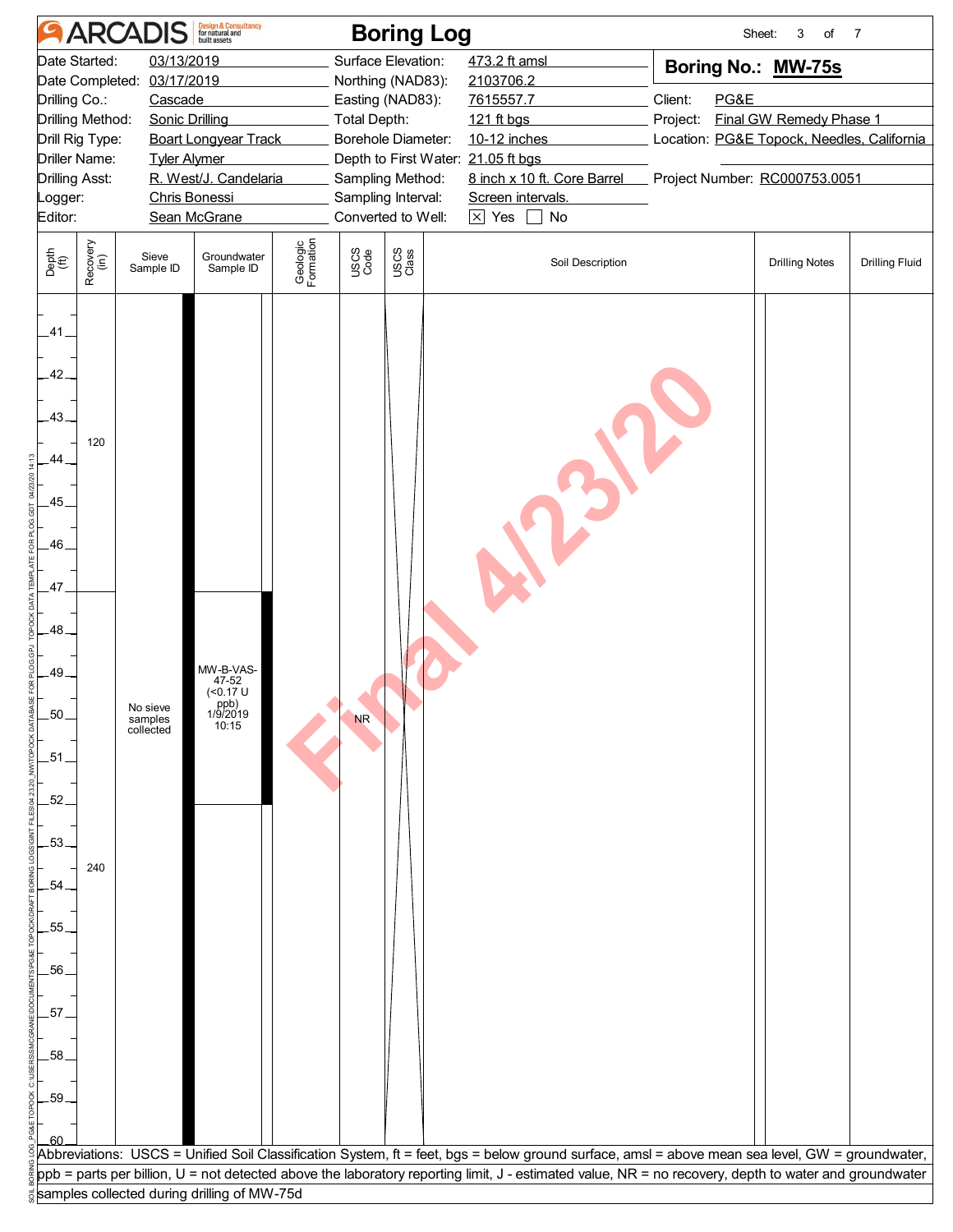# ARCADIS — Boring Log

Sheet: 3 of 7

| | | | |
|---|---|---|---|
| Date Started: | 03/13/2019 | Surface Elevation: | 473.2 ft amsl |
| Date Completed: | 03/17/2019 | Northing (NAD83): | 2103706.2 |
| Drilling Co.: | Cascade | Easting (NAD83): | 7615557.7 |
| Drilling Method: | Sonic Drilling | Total Depth: | 121 ft bgs |
| Drill Rig Type: | Boart Longyear Track | Borehole Diameter: | 10-12 inches |
| Driller Name: | Tyler Alymer | Depth to First Water: | 21.05 ft bgs |
| Drilling Asst: | R. West/J. Candelaria | Sampling Method: | 8 inch x 10 ft. Core Barrel |
| Logger: | Chris Bonessi | Sampling Interval: | Screen intervals. |
| Editor: | Sean McGrane | Converted to Well: | ☒ Yes ☐ No |

**Boring No.: MW-75s**

Client: PG&E
Project: Final GW Remedy Phase 1
Location: PG&E Topock, Needles, California
Project Number: RC000753.0051

| Depth (ft) | Recovery (in) | Sieve Sample ID | Groundwater Sample ID | Geologic Formation | USCS Code | USCS Class | Soil Description | Drilling Notes | Drilling Fluid |
|---|---|---|---|---|---|---|---|---|---|
| 41–47 | 120 | No sieve samples collected | | | NR | | | | |
| 47–60 | 240 | | MW-B-VAS-47-52 (<0.17 U ppb) 1/9/2019 10:15 | | | | | | |

Final 4/23/20

Abbreviations: USCS = Unified Soil Classification System, ft = feet, bgs = below ground surface, amsl = above mean sea level, GW = groundwater, ppb = parts per billion, U = not detected above the laboratory reporting limit, J - estimated value, NR = no recovery, depth to water and groundwater samples collected during drilling of MW-75d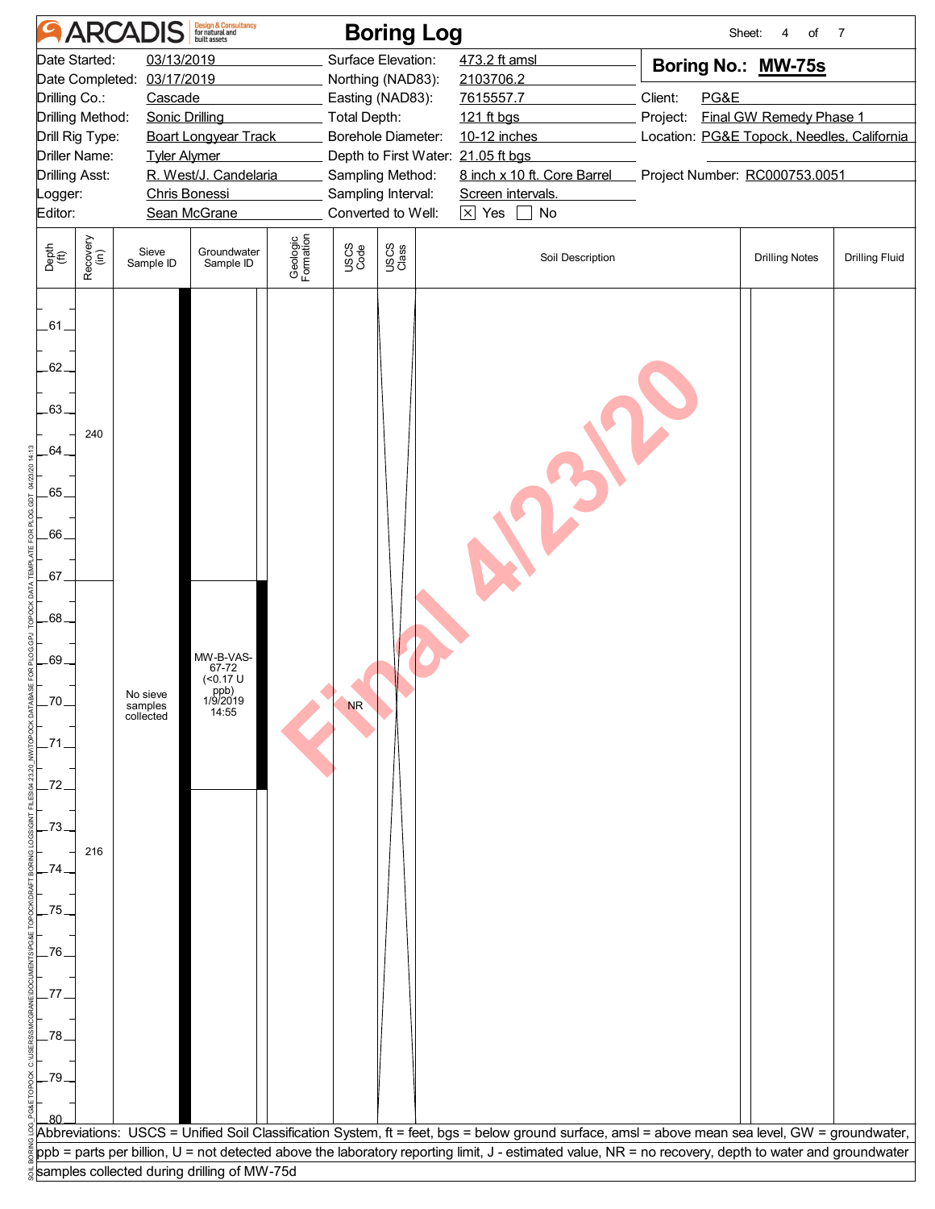# ARCADIS Boring Log

| | | | |
|---|---|---|---|
| Date Started: | 03/13/2019 | Surface Elevation: | 473.2 ft amsl |
| Date Completed: | 03/17/2019 | Northing (NAD83): | 2103706.2 |
| Drilling Co.: | Cascade | Easting (NAD83): | 7615557.7 |
| Drilling Method: | Sonic Drilling | Total Depth: | 121 ft bgs |
| Drill Rig Type: | Boart Longyear Track | Borehole Diameter: | 10-12 inches |
| Driller Name: | Tyler Alymer | Depth to First Water: | 21.05 ft bgs |
| Drilling Asst: | R. West/J. Candelaria | Sampling Method: | 8 inch x 10 ft. Core Barrel |
| Logger: | Chris Bonessi | Sampling Interval: | Screen intervals. |
| Editor: | Sean McGrane | Converted to Well: | ☒ Yes ☐ No |

**Boring No.: MW-75s**

Client: PG&E
Project: Final GW Remedy Phase 1
Location: PG&E Topock, Needles, California
Project Number: RC000753.0051

| Depth (ft) | Recovery (in) | Sieve Sample ID | Groundwater Sample ID | Geologic Formation | USCS Code | USCS Class | Soil Description | Drilling Notes | Drilling Fluid |
|---|---|---|---|---|---|---|---|---|---|
| 61–67 | 240 | | | | | | | | |
| 67–72 | | No sieve samples collected | MW-B-VAS-67-72 (<0.17 U ppb) 1/9/2019 14:55 | | NR | | | | |
| 72–80 | 216 | | | | | | | | |

Abbreviations: USCS = Unified Soil Classification System, ft = feet, bgs = below ground surface, amsl = above mean sea level, GW = groundwater, ppb = parts per billion, U = not detected above the laboratory reporting limit, J - estimated value, NR = no recovery, depth to water and groundwater samples collected during drilling of MW-75d

Final 4/23/20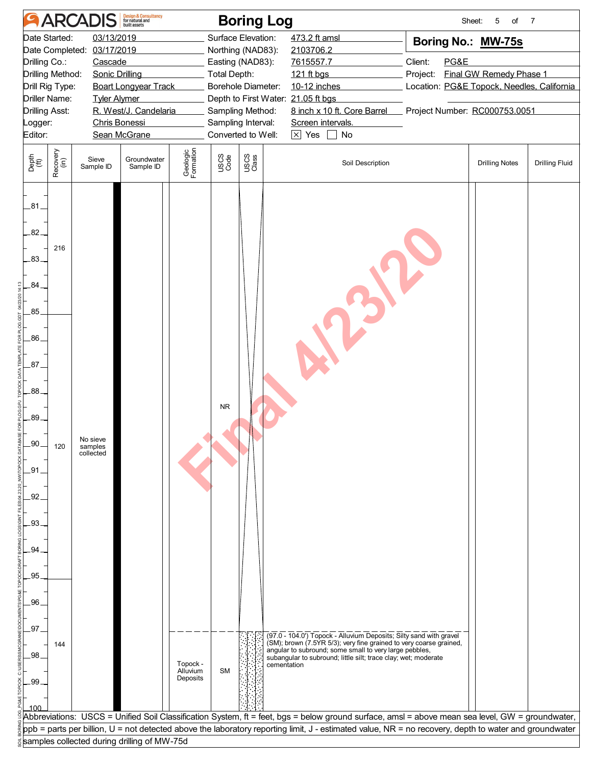# ARCADIS Boring Log

Sheet: 5 of 7

| | | | |
|---|---|---|---|
| Date Started: | 03/13/2019 | Surface Elevation: | 473.2 ft amsl |
| Date Completed: | 03/17/2019 | Northing (NAD83): | 2103706.2 |
| Drilling Co.: | Cascade | Easting (NAD83): | 7615557.7 |
| Drilling Method: | Sonic Drilling | Total Depth: | 121 ft bgs |
| Drill Rig Type: | Boart Longyear Track | Borehole Diameter: | 10-12 inches |
| Driller Name: | Tyler Alymer | Depth to First Water: | 21.05 ft bgs |
| Drilling Asst: | R. West/J. Candelaria | Sampling Method: | 8 inch x 10 ft. Core Barrel |
| Logger: | Chris Bonessi | Sampling Interval: | Screen intervals. |
| Editor: | Sean McGrane | Converted to Well: | ☒ Yes ☐ No |

**Boring No.: MW-75s**

Client: PG&E
Project: Final GW Remedy Phase 1
Location: PG&E Topock, Needles, California
Project Number: RC000753.0051

| Depth (ft) | Recovery (in) | Sieve Sample ID | Groundwater Sample ID | Geologic Formation | USCS Code | USCS Class | Soil Description | Drilling Notes | Drilling Fluid |
|---|---|---|---|---|---|---|---|---|---|
| 81–85 | 216 | | | | | | | | |
| 85–95 | 120 | No sieve samples collected | | | NR | | | | |
| 95–97 | 144 | | | | | | | | |
| 97–100 | | | | Topock - Alluvium Deposits | SM | | (97.0 - 104.0') Topock - Alluvium Deposits; Silty sand with gravel (SM); brown (7.5YR 5/3); very fine grained to very coarse grained, angular to subround; some small to very large pebbles, subangular to subround; little silt; trace clay; wet; moderate cementation | | |

Abbreviations: USCS = Unified Soil Classification System, ft = feet, bgs = below ground surface, amsl = above mean sea level, GW = groundwater, ppb = parts per billion, U = not detected above the laboratory reporting limit, J - estimated value, NR = no recovery, depth to water and groundwater samples collected during drilling of MW-75d

Final 4/23/20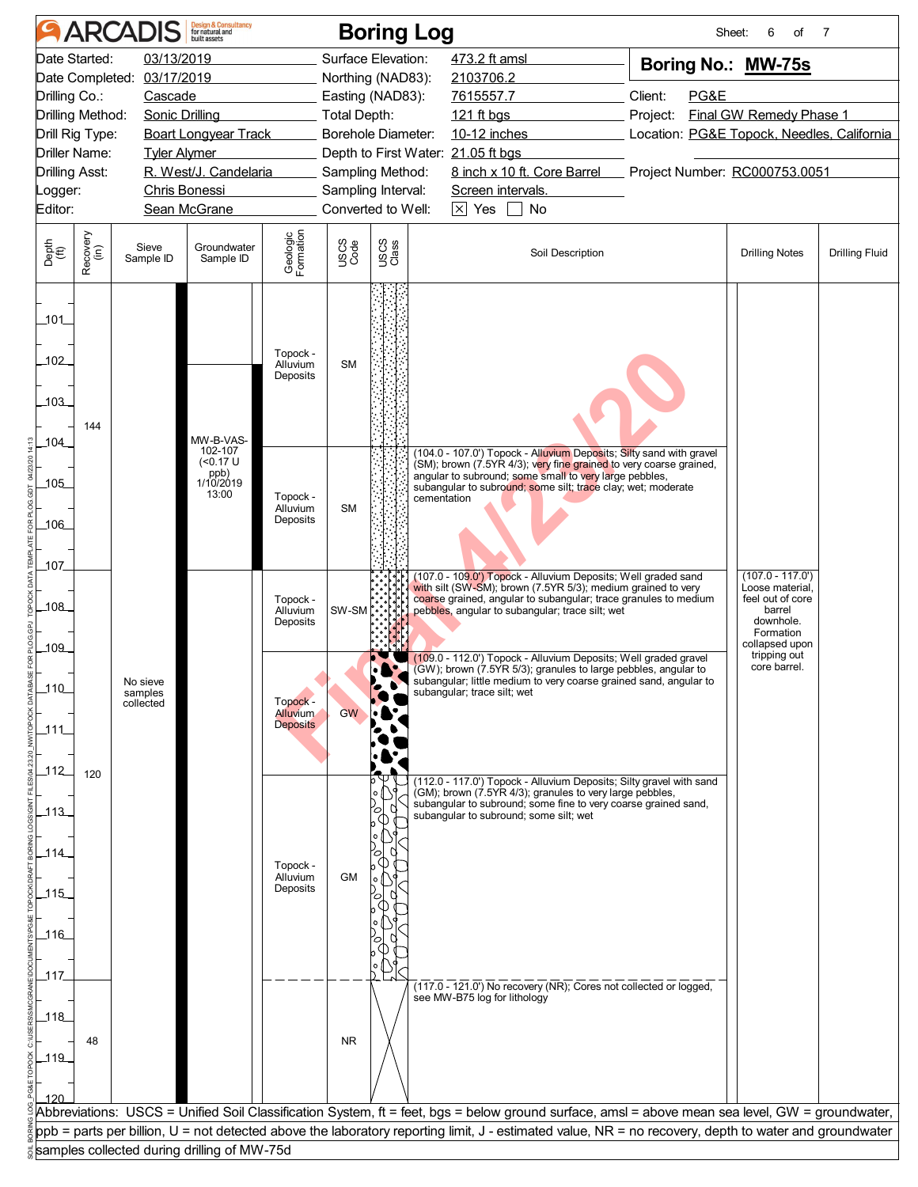# ARCADIS Design & Consultancy for natural and built assets — Boring Log

Sheet: 6 of 7

| | | | |
|---|---|---|---|
| Date Started: | 03/13/2019 | Surface Elevation: | 473.2 ft amsl |
| Date Completed: | 03/17/2019 | Northing (NAD83): | 2103706.2 |
| Drilling Co.: | Cascade | Easting (NAD83): | 7615557.7 |
| Drilling Method: | Sonic Drilling | Total Depth: | 121 ft bgs |
| Drill Rig Type: | Boart Longyear Track | Borehole Diameter: | 10-12 inches |
| Driller Name: | Tyler Alymer | Depth to First Water: | 21.05 ft bgs |
| Drilling Asst: | R. West/J. Candelaria | Sampling Method: | 8 inch x 10 ft. Core Barrel |
| Logger: | Chris Bonessi | Sampling Interval: | Screen intervals. |
| Editor: | Sean McGrane | Converted to Well: | ☒ Yes ☐ No |

**Boring No.: MW-75s**

Client: PG&E
Project: Final GW Remedy Phase 1
Location: PG&E Topock, Needles, California
Project Number: RC000753.0051

| Depth (ft) | Recovery (in) | Sieve Sample ID | Groundwater Sample ID | Geologic Formation | USCS Code | Soil Description | Drilling Notes | Drilling Fluid |
|---|---|---|---|---|---|---|---|---|
| 101–104 | 144 | No sieve samples collected | | Topock - Alluvium Deposits | SM | | | |
| 104–107 | | | MW-B-VAS-102-107 (<0.17 U ppb) 1/10/2019 13:00 | Topock - Alluvium Deposits | SM | (104.0 - 107.0') Topock - Alluvium Deposits; Silty sand with gravel (SM); brown (7.5YR 4/3); very fine grained to very coarse grained, angular to subround; some small to very large pebbles, subangular to subround; some silt; trace clay; wet; moderate cementation | | |
| 107–109 | 120 | | | Topock - Alluvium Deposits | SW-SM | (107.0 - 109.0') Topock - Alluvium Deposits; Well graded sand with silt (SW-SM); brown (7.5YR 5/3); medium grained to very coarse grained, angular to subangular; trace granules to medium pebbles, angular to subangular; trace silt; wet | (107.0 - 117.0') Loose material, feel out of core barrel downhole. Formation collapsed upon tripping out core barrel. | |
| 109–112 | | | | Topock - Alluvium Deposits | GW | (109.0 - 112.0') Topock - Alluvium Deposits; Well graded gravel (GW); brown (7.5YR 5/3); granules to large pebbles, angular to subangular; little medium to very coarse grained sand, angular to subangular; trace silt; wet | | |
| 112–117 | | | | Topock - Alluvium Deposits | GM | (112.0 - 117.0') Topock - Alluvium Deposits; Silty gravel with sand (GM); brown (7.5YR 4/3); granules to very large pebbles, subangular to subround; some fine to very coarse grained sand, subangular to subround; some silt; wet | | |
| 117–120 | 48 | | | | NR | (117.0 - 121.0') No recovery (NR); Cores not collected or logged, see MW-B75 log for lithology | | |

Abbreviations: USCS = Unified Soil Classification System, ft = feet, bgs = below ground surface, amsl = above mean sea level, GW = groundwater, ppb = parts per billion, U = not detected above the laboratory reporting limit, J - estimated value, NR = no recovery, depth to water and groundwater samples collected during drilling of MW-75d

Final 4/23/20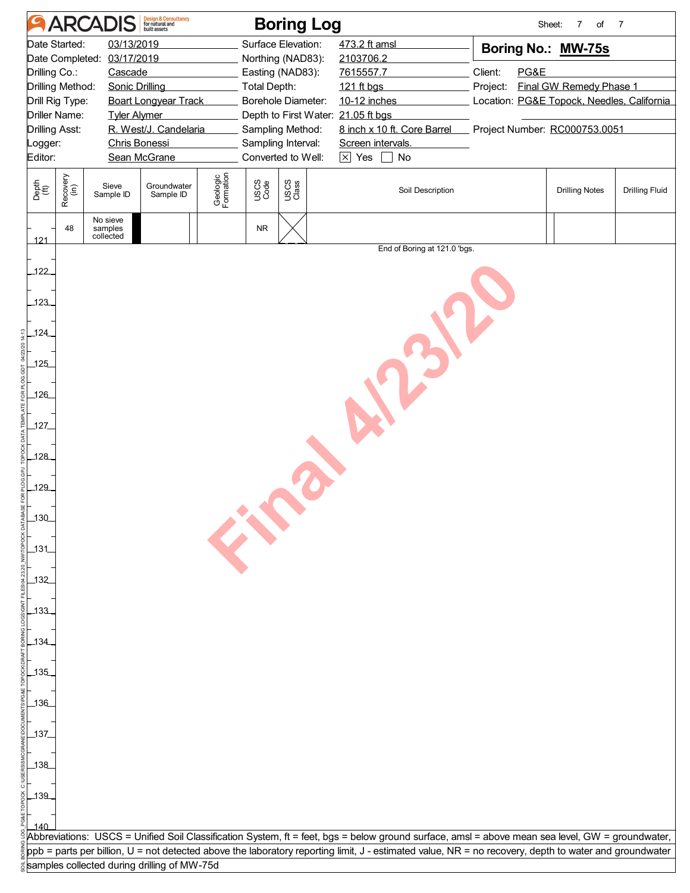# ARCADIS Boring Log

| | | | |
|---|---|---|---|
| Date Started: | 03/13/2019 | Surface Elevation: | 473.2 ft amsl |
| Date Completed: | 03/17/2019 | Northing (NAD83): | 2103706.2 |
| Drilling Co.: | Cascade | Easting (NAD83): | 7615557.7 |
| Drilling Method: | Sonic Drilling | Total Depth: | 121 ft bgs |
| Drill Rig Type: | Boart Longyear Track | Borehole Diameter: | 10-12 inches |
| Driller Name: | Tyler Alymer | Depth to First Water: | 21.05 ft bgs |
| Drilling Asst: | R. West/J. Candelaria | Sampling Method: | 8 inch x 10 ft. Core Barrel |
| Logger: | Chris Bonessi | Sampling Interval: | Screen intervals. |
| Editor: | Sean McGrane | Converted to Well: | ☒ Yes ☐ No |

**Boring No.: MW-75s**

Client: PG&E

Project: Final GW Remedy Phase 1

Location: PG&E Topock, Needles, California

Project Number: RC000753.0051

| Depth (ft) | Recovery (in) | Sieve Sample ID | Groundwater Sample ID | Geologic Formation | USCS Code | USCS Class | Soil Description | Drilling Notes | Drilling Fluid |
|---|---|---|---|---|---|---|---|---|---|
| 121 | 48 | No sieve samples collected | | | NR | | | | |

End of Boring at 121.0 'bgs.

Final 4/23/20

Abbreviations: USCS = Unified Soil Classification System, ft = feet, bgs = below ground surface, amsl = above mean sea level, GW = groundwater, ppb = parts per billion, U = not detected above the laboratory reporting limit, J - estimated value, NR = no recovery, depth to water and groundwater samples collected during drilling of MW-75d